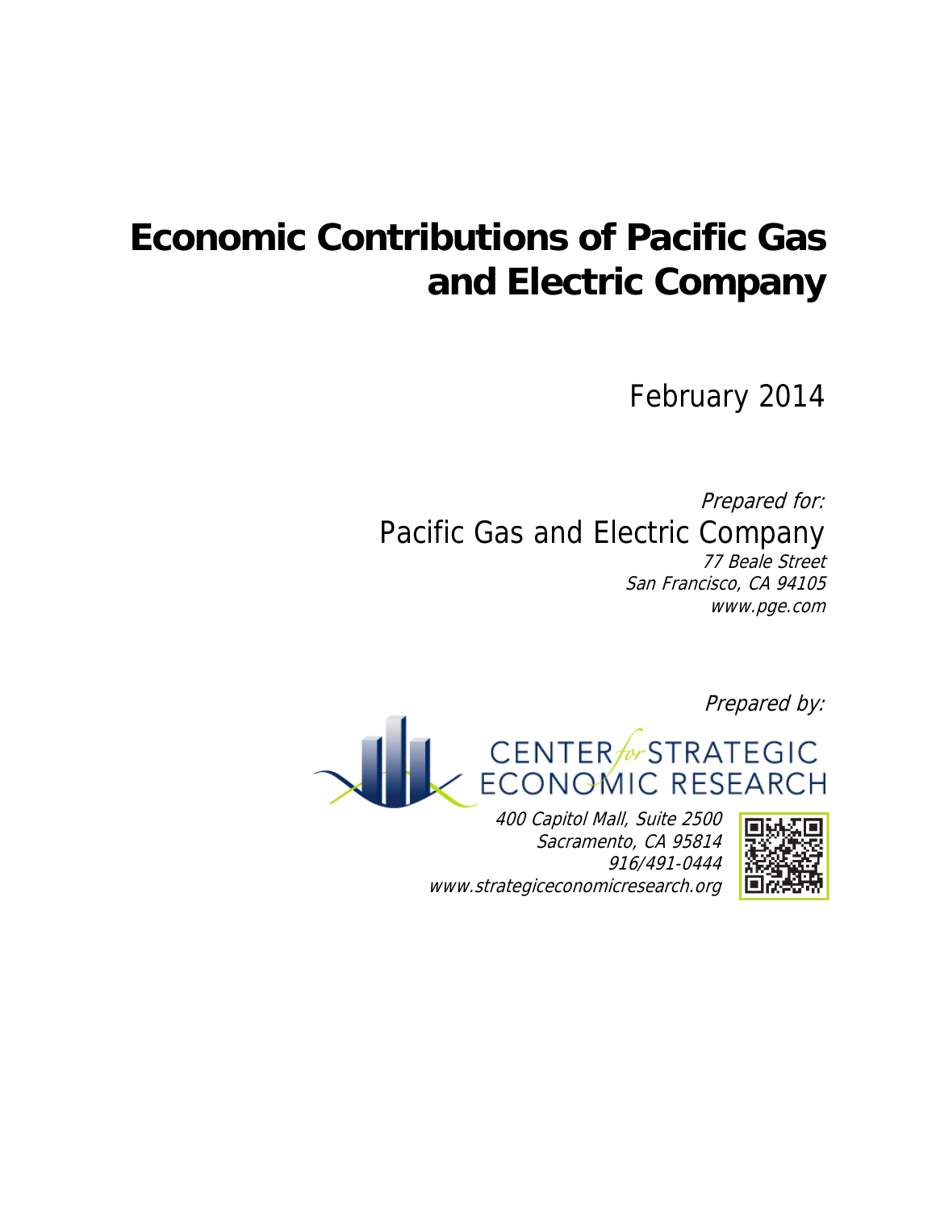# Economic Contributions of Pacific Gas and Electric Company

February 2014

*Prepared for:*

Pacific Gas and Electric Company

*77 Beale Street*
*San Francisco, CA 94105*
*www.pge.com*

*Prepared by:*

CENTER *for* STRATEGIC ECONOMIC RESEARCH

*400 Capitol Mall, Suite 2500*
*Sacramento, CA 95814*
*916/491-0444*
*www.strategiceconomicresearch.org*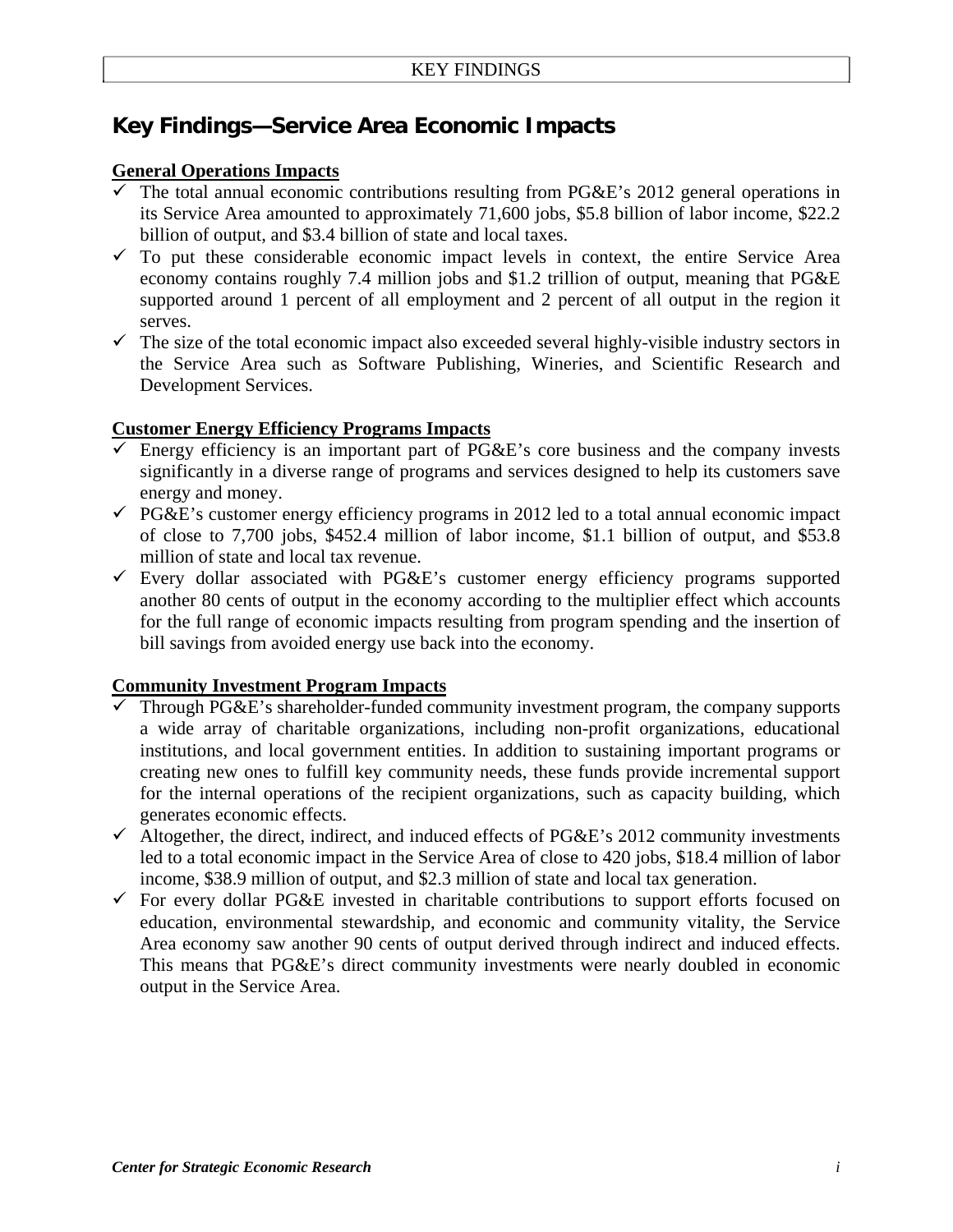# Key Findings—Service Area Economic Impacts

**General Operations Impacts**

- ✓ The total annual economic contributions resulting from PG&E's 2012 general operations in its Service Area amounted to approximately 71,600 jobs, $5.8 billion of labor income, $22.2 billion of output, and $3.4 billion of state and local taxes.
- ✓ To put these considerable economic impact levels in context, the entire Service Area economy contains roughly 7.4 million jobs and $1.2 trillion of output, meaning that PG&E supported around 1 percent of all employment and 2 percent of all output in the region it serves.
- ✓ The size of the total economic impact also exceeded several highly-visible industry sectors in the Service Area such as Software Publishing, Wineries, and Scientific Research and Development Services.

**Customer Energy Efficiency Programs Impacts**

- ✓ Energy efficiency is an important part of PG&E's core business and the company invests significantly in a diverse range of programs and services designed to help its customers save energy and money.
- ✓ PG&E's customer energy efficiency programs in 2012 led to a total annual economic impact of close to 7,700 jobs, $452.4 million of labor income, $1.1 billion of output, and $53.8 million of state and local tax revenue.
- ✓ Every dollar associated with PG&E's customer energy efficiency programs supported another 80 cents of output in the economy according to the multiplier effect which accounts for the full range of economic impacts resulting from program spending and the insertion of bill savings from avoided energy use back into the economy.

**Community Investment Program Impacts**

- ✓ Through PG&E's shareholder-funded community investment program, the company supports a wide array of charitable organizations, including non-profit organizations, educational institutions, and local government entities. In addition to sustaining important programs or creating new ones to fulfill key community needs, these funds provide incremental support for the internal operations of the recipient organizations, such as capacity building, which generates economic effects.
- ✓ Altogether, the direct, indirect, and induced effects of PG&E's 2012 community investments led to a total economic impact in the Service Area of close to 420 jobs, $18.4 million of labor income, $38.9 million of output, and $2.3 million of state and local tax generation.
- ✓ For every dollar PG&E invested in charitable contributions to support efforts focused on education, environmental stewardship, and economic and community vitality, the Service Area economy saw another 90 cents of output derived through indirect and induced effects. This means that PG&E's direct community investments were nearly doubled in economic output in the Service Area.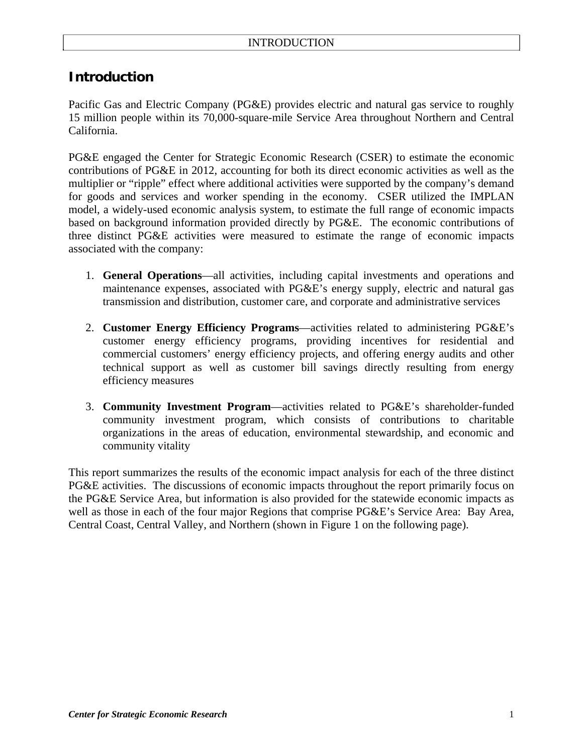# Introduction

Pacific Gas and Electric Company (PG&E) provides electric and natural gas service to roughly 15 million people within its 70,000-square-mile Service Area throughout Northern and Central California.

PG&E engaged the Center for Strategic Economic Research (CSER) to estimate the economic contributions of PG&E in 2012, accounting for both its direct economic activities as well as the multiplier or "ripple" effect where additional activities were supported by the company's demand for goods and services and worker spending in the economy. CSER utilized the IMPLAN model, a widely-used economic analysis system, to estimate the full range of economic impacts based on background information provided directly by PG&E. The economic contributions of three distinct PG&E activities were measured to estimate the range of economic impacts associated with the company:

1. **General Operations**—all activities, including capital investments and operations and maintenance expenses, associated with PG&E's energy supply, electric and natural gas transmission and distribution, customer care, and corporate and administrative services

2. **Customer Energy Efficiency Programs**—activities related to administering PG&E's customer energy efficiency programs, providing incentives for residential and commercial customers' energy efficiency projects, and offering energy audits and other technical support as well as customer bill savings directly resulting from energy efficiency measures

3. **Community Investment Program**—activities related to PG&E's shareholder-funded community investment program, which consists of contributions to charitable organizations in the areas of education, environmental stewardship, and economic and community vitality

This report summarizes the results of the economic impact analysis for each of the three distinct PG&E activities. The discussions of economic impacts throughout the report primarily focus on the PG&E Service Area, but information is also provided for the statewide economic impacts as well as those in each of the four major Regions that comprise PG&E's Service Area: Bay Area, Central Coast, Central Valley, and Northern (shown in Figure 1 on the following page).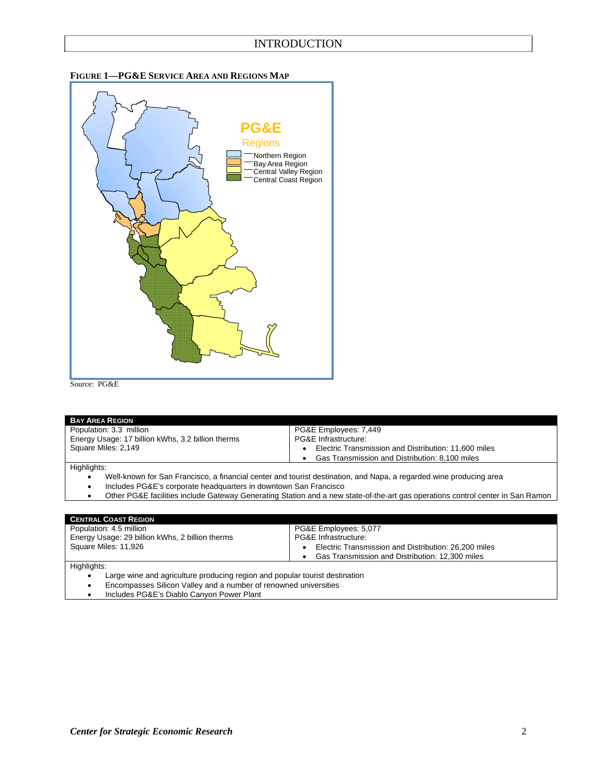# INTRODUCTION

**FIGURE 1—PG&E SERVICE AREA AND REGIONS MAP**

Source: PG&E

| BAY AREA REGION | |
|---|---|
| Population: 3.3 million<br>Energy Usage: 17 billion kWhs, 3.2 billion therms<br>Square Miles: 2,149 | PG&E Employees: 7,449<br>PG&E Infrastructure:<br>• Electric Transmission and Distribution: 11,600 miles<br>• Gas Transmission and Distribution: 8,100 miles |
| Highlights:<br>• Well-known for San Francisco, a financial center and tourist destination, and Napa, a regarded wine producing area<br>• Includes PG&E's corporate headquarters in downtown San Francisco<br>• Other PG&E facilities include Gateway Generating Station and a new state-of-the-art gas operations control center in San Ramon | |

| CENTRAL COAST REGION | |
|---|---|
| Population: 4.5 million<br>Energy Usage: 29 billion kWhs, 2 billion therms<br>Square Miles: 11,926 | PG&E Employees: 5,077<br>PG&E Infrastructure:<br>• Electric Transmission and Distribution: 26,200 miles<br>• Gas Transmission and Distribution: 12,300 miles |
| Highlights:<br>• Large wine and agriculture producing region and popular tourist destination<br>• Encompasses Silicon Valley and a number of renowned universities<br>• Includes PG&E's Diablo Canyon Power Plant | |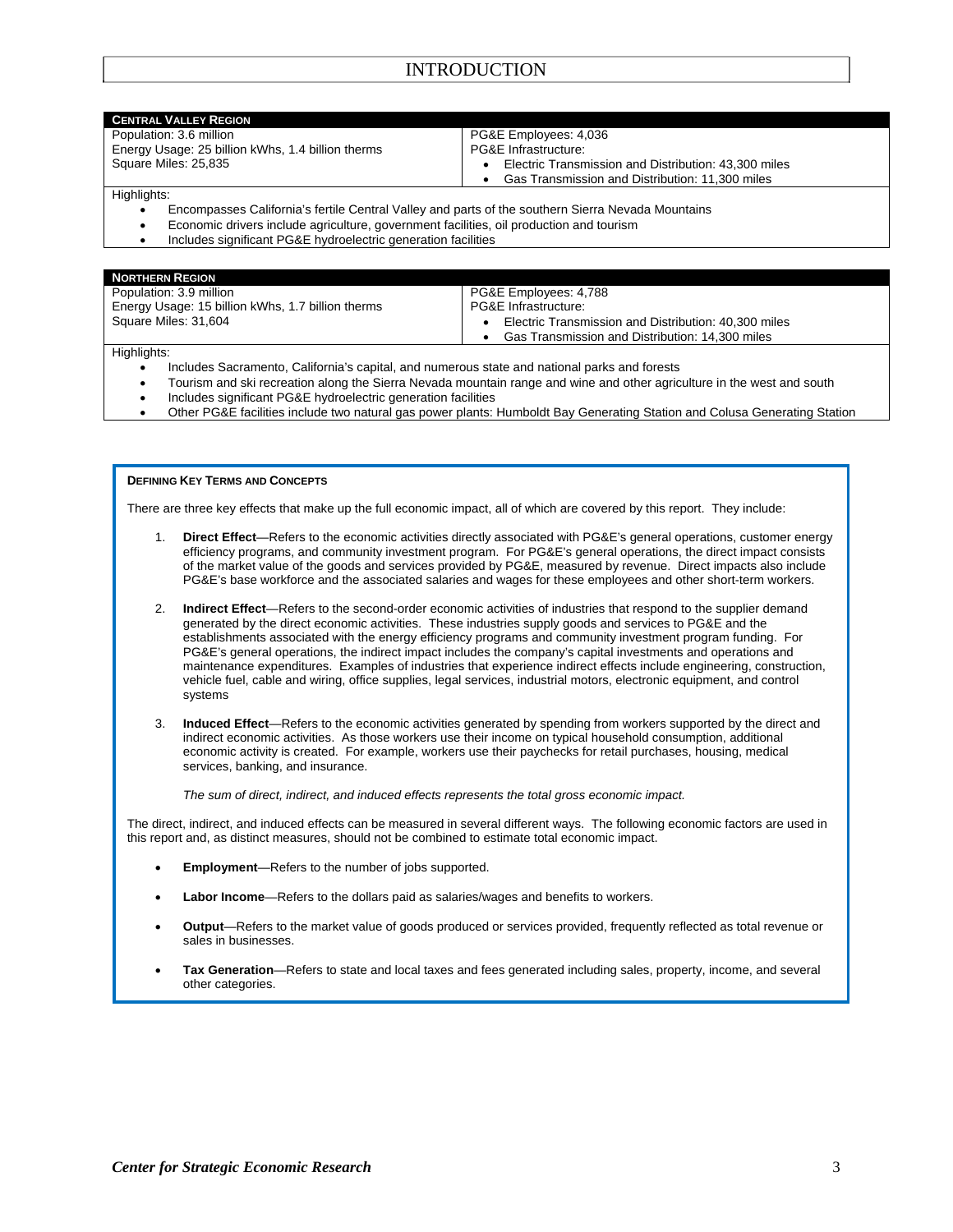# INTRODUCTION

| **CENTRAL VALLEY REGION** | |
|---|---|
| Population: 3.6 million<br>Energy Usage: 25 billion kWhs, 1.4 billion therms<br>Square Miles: 25,835 | PG&E Employees: 4,036<br>PG&E Infrastructure:<br>• Electric Transmission and Distribution: 43,300 miles<br>• Gas Transmission and Distribution: 11,300 miles |

Highlights:

- Encompasses California's fertile Central Valley and parts of the southern Sierra Nevada Mountains
- Economic drivers include agriculture, government facilities, oil production and tourism
- Includes significant PG&E hydroelectric generation facilities

| **NORTHERN REGION** | |
|---|---|
| Population: 3.9 million<br>Energy Usage: 15 billion kWhs, 1.7 billion therms<br>Square Miles: 31,604 | PG&E Employees: 4,788<br>PG&E Infrastructure:<br>• Electric Transmission and Distribution: 40,300 miles<br>• Gas Transmission and Distribution: 14,300 miles |

Highlights:

- Includes Sacramento, California's capital, and numerous state and national parks and forests
- Tourism and ski recreation along the Sierra Nevada mountain range and wine and other agriculture in the west and south
- Includes significant PG&E hydroelectric generation facilities
- Other PG&E facilities include two natural gas power plants: Humboldt Bay Generating Station and Colusa Generating Station

### DEFINING KEY TERMS AND CONCEPTS

There are three key effects that make up the full economic impact, all of which are covered by this report. They include:

1. **Direct Effect**—Refers to the economic activities directly associated with PG&E's general operations, customer energy efficiency programs, and community investment program. For PG&E's general operations, the direct impact consists of the market value of the goods and services provided by PG&E, measured by revenue. Direct impacts also include PG&E's base workforce and the associated salaries and wages for these employees and other short-term workers.

2. **Indirect Effect**—Refers to the second-order economic activities of industries that respond to the supplier demand generated by the direct economic activities. These industries supply goods and services to PG&E and the establishments associated with the energy efficiency programs and community investment program funding. For PG&E's general operations, the indirect impact includes the company's capital investments and operations and maintenance expenditures. Examples of industries that experience indirect effects include engineering, construction, vehicle fuel, cable and wiring, office supplies, legal services, industrial motors, electronic equipment, and control systems

3. **Induced Effect**—Refers to the economic activities generated by spending from workers supported by the direct and indirect economic activities. As those workers use their income on typical household consumption, additional economic activity is created. For example, workers use their paychecks for retail purchases, housing, medical services, banking, and insurance.

   *The sum of direct, indirect, and induced effects represents the total gross economic impact.*

The direct, indirect, and induced effects can be measured in several different ways. The following economic factors are used in this report and, as distinct measures, should not be combined to estimate total economic impact.

- **Employment**—Refers to the number of jobs supported.
- **Labor Income**—Refers to the dollars paid as salaries/wages and benefits to workers.
- **Output**—Refers to the market value of goods produced or services provided, frequently reflected as total revenue or sales in businesses.
- **Tax Generation**—Refers to state and local taxes and fees generated including sales, property, income, and several other categories.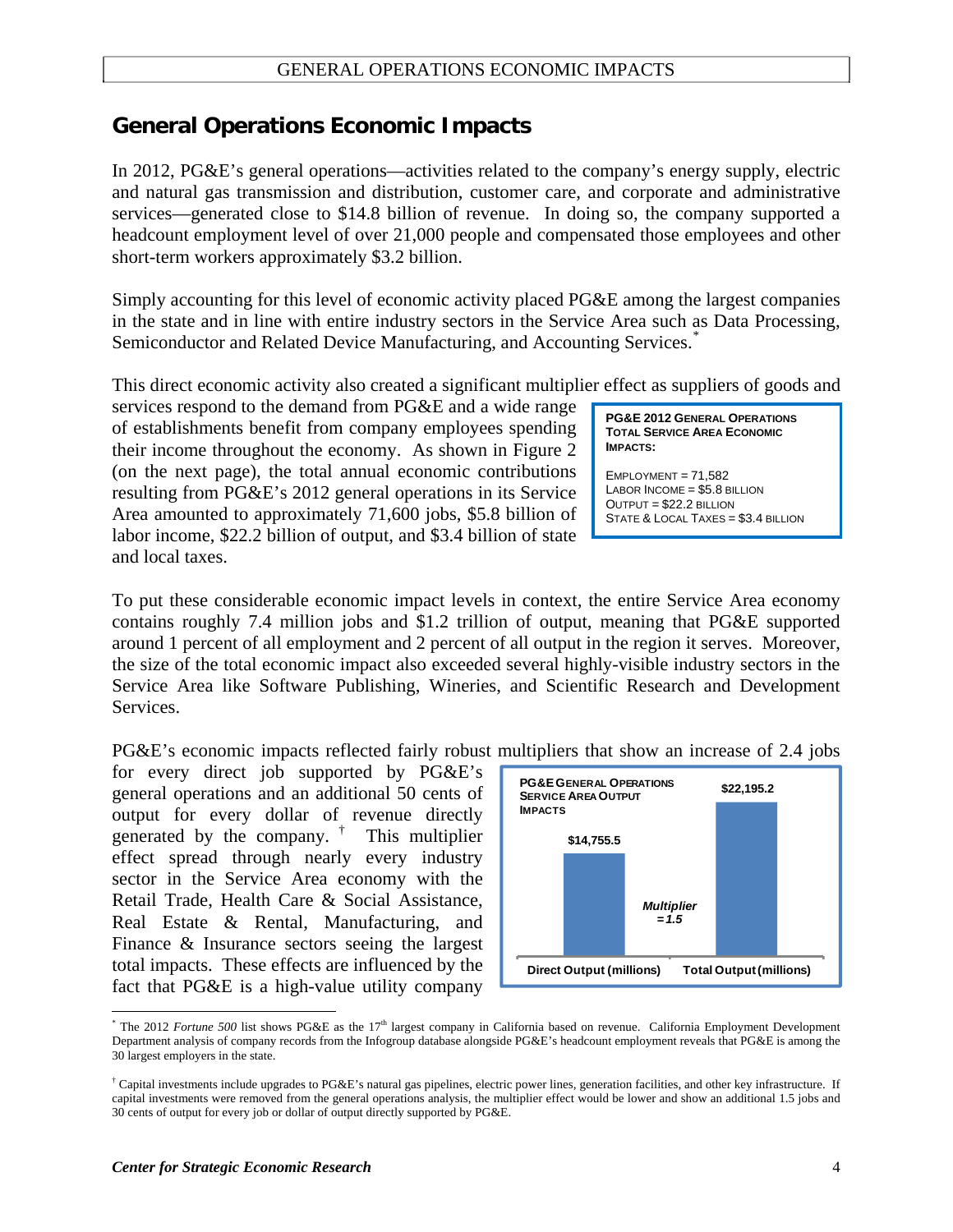## General Operations Economic Impacts

In 2012, PG&E's general operations—activities related to the company's energy supply, electric and natural gas transmission and distribution, customer care, and corporate and administrative services—generated close to $14.8 billion of revenue. In doing so, the company supported a headcount employment level of over 21,000 people and compensated those employees and other short-term workers approximately $3.2 billion.

Simply accounting for this level of economic activity placed PG&E among the largest companies in the state and in line with entire industry sectors in the Service Area such as Data Processing, Semiconductor and Related Device Manufacturing, and Accounting Services.*

This direct economic activity also created a significant multiplier effect as suppliers of goods and services respond to the demand from PG&E and a wide range of establishments benefit from company employees spending their income throughout the economy. As shown in Figure 2 (on the next page), the total annual economic contributions resulting from PG&E's 2012 general operations in its Service Area amounted to approximately 71,600 jobs, $5.8 billion of labor income, $22.2 billion of output, and $3.4 billion of state and local taxes.

**PG&E 2012 General Operations Total Service Area Economic Impacts:**

Employment = 71,582
Labor Income = $5.8 billion
Output = $22.2 billion
State & Local Taxes = $3.4 billion

To put these considerable economic impact levels in context, the entire Service Area economy contains roughly 7.4 million jobs and $1.2 trillion of output, meaning that PG&E supported around 1 percent of all employment and 2 percent of all output in the region it serves. Moreover, the size of the total economic impact also exceeded several highly-visible industry sectors in the Service Area like Software Publishing, Wineries, and Scientific Research and Development Services.

PG&E's economic impacts reflected fairly robust multipliers that show an increase of 2.4 jobs for every direct job supported by PG&E's general operations and an additional 50 cents of output for every dollar of revenue directly generated by the company.† This multiplier effect spread through nearly every industry sector in the Service Area economy with the Retail Trade, Health Care & Social Assistance, Real Estate & Rental, Manufacturing, and Finance & Insurance sectors seeing the largest total impacts. These effects are influenced by the fact that PG&E is a high-value utility company

**PG&E General Operations Service Area Output Impacts**

| Direct Output (millions) | Total Output (millions) |
|---|---|
| $14,755.5 | $22,195.2 |

*Multiplier = 1.5*

---

* The 2012 *Fortune 500* list shows PG&E as the 17th largest company in California based on revenue. California Employment Development Department analysis of company records from the Infogroup database alongside PG&E's headcount employment reveals that PG&E is among the 30 largest employers in the state.

† Capital investments include upgrades to PG&E's natural gas pipelines, electric power lines, generation facilities, and other key infrastructure. If capital investments were removed from the general operations analysis, the multiplier effect would be lower and show an additional 1.5 jobs and 30 cents of output for every job or dollar of output directly supported by PG&E.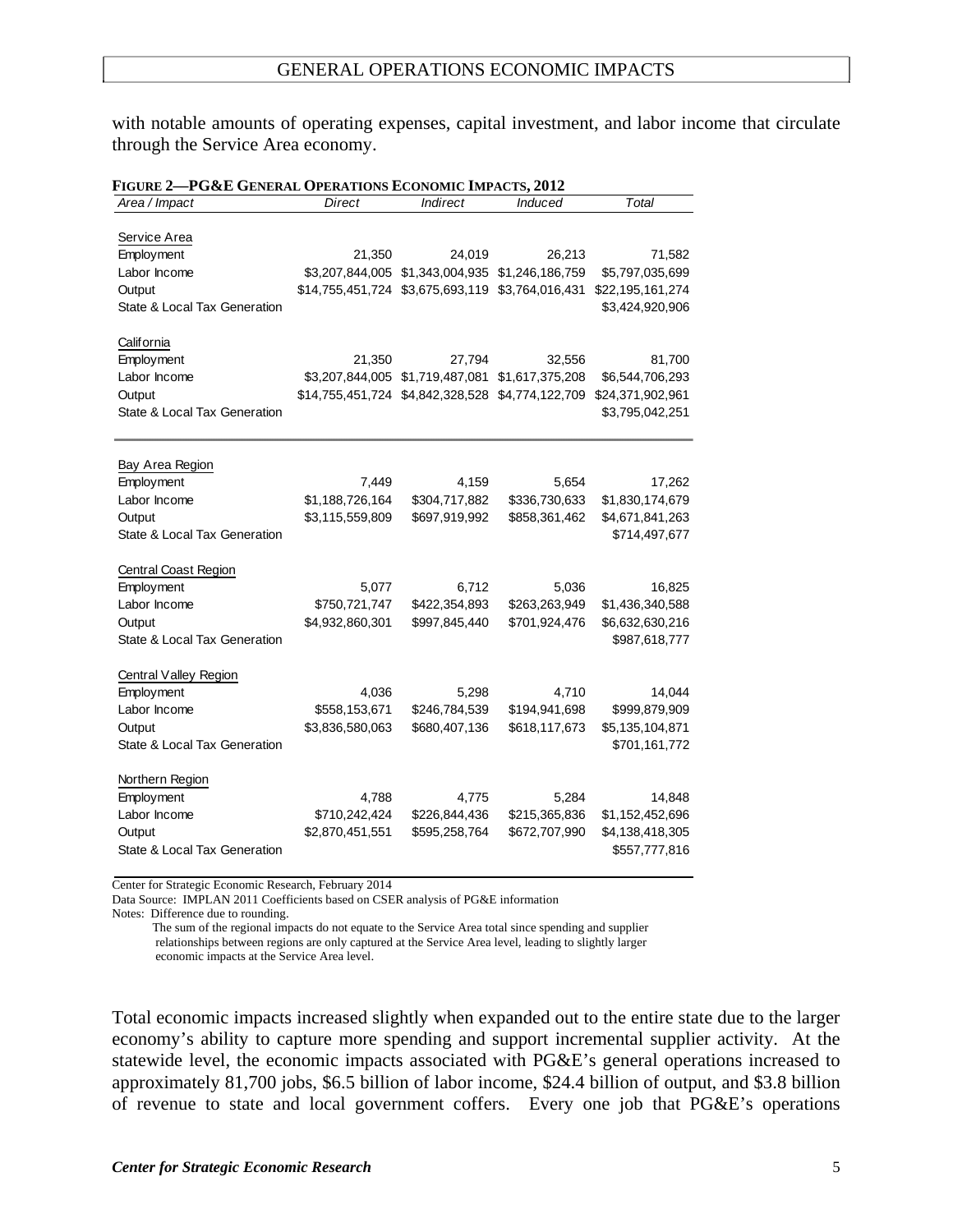with notable amounts of operating expenses, capital investment, and labor income that circulate through the Service Area economy.

**FIGURE 2—PG&E GENERAL OPERATIONS ECONOMIC IMPACTS, 2012**

| *Area / Impact* | *Direct* | *Indirect* | *Induced* | *Total* |
|---|---|---|---|---|
| Service Area | | | | |
| Employment | 21,350 | 24,019 | 26,213 | 71,582 |
| Labor Income | $3,207,844,005 | $1,343,004,935 | $1,246,186,759 | $5,797,035,699 |
| Output | $14,755,451,724 | $3,675,693,119 | $3,764,016,431 | $22,195,161,274 |
| State & Local Tax Generation | | | | $3,424,920,906 |
| California | | | | |
| Employment | 21,350 | 27,794 | 32,556 | 81,700 |
| Labor Income | $3,207,844,005 | $1,719,487,081 | $1,617,375,208 | $6,544,706,293 |
| Output | $14,755,451,724 | $4,842,328,528 | $4,774,122,709 | $24,371,902,961 |
| State & Local Tax Generation | | | | $3,795,042,251 |
| Bay Area Region | | | | |
| Employment | 7,449 | 4,159 | 5,654 | 17,262 |
| Labor Income | $1,188,726,164 | $304,717,882 | $336,730,633 | $1,830,174,679 |
| Output | $3,115,559,809 | $697,919,992 | $858,361,462 | $4,671,841,263 |
| State & Local Tax Generation | | | | $714,497,677 |
| Central Coast Region | | | | |
| Employment | 5,077 | 6,712 | 5,036 | 16,825 |
| Labor Income | $750,721,747 | $422,354,893 | $263,263,949 | $1,436,340,588 |
| Output | $4,932,860,301 | $997,845,440 | $701,924,476 | $6,632,630,216 |
| State & Local Tax Generation | | | | $987,618,777 |
| Central Valley Region | | | | |
| Employment | 4,036 | 5,298 | 4,710 | 14,044 |
| Labor Income | $558,153,671 | $246,784,539 | $194,941,698 | $999,879,909 |
| Output | $3,836,580,063 | $680,407,136 | $618,117,673 | $5,135,104,871 |
| State & Local Tax Generation | | | | $701,161,772 |
| Northern Region | | | | |
| Employment | 4,788 | 4,775 | 5,284 | 14,848 |
| Labor Income | $710,242,424 | $226,844,436 | $215,365,836 | $1,152,452,696 |
| Output | $2,870,451,551 | $595,258,764 | $672,707,990 | $4,138,418,305 |
| State & Local Tax Generation | | | | $557,777,816 |

Center for Strategic Economic Research, February 2014

Data Source: IMPLAN 2011 Coefficients based on CSER analysis of PG&E information

Notes: Difference due to rounding.

The sum of the regional impacts do not equate to the Service Area total since spending and supplier relationships between regions are only captured at the Service Area level, leading to slightly larger economic impacts at the Service Area level.

Total economic impacts increased slightly when expanded out to the entire state due to the larger economy's ability to capture more spending and support incremental supplier activity. At the statewide level, the economic impacts associated with PG&E's general operations increased to approximately 81,700 jobs, $6.5 billion of labor income, $24.4 billion of output, and $3.8 billion of revenue to state and local government coffers. Every one job that PG&E's operations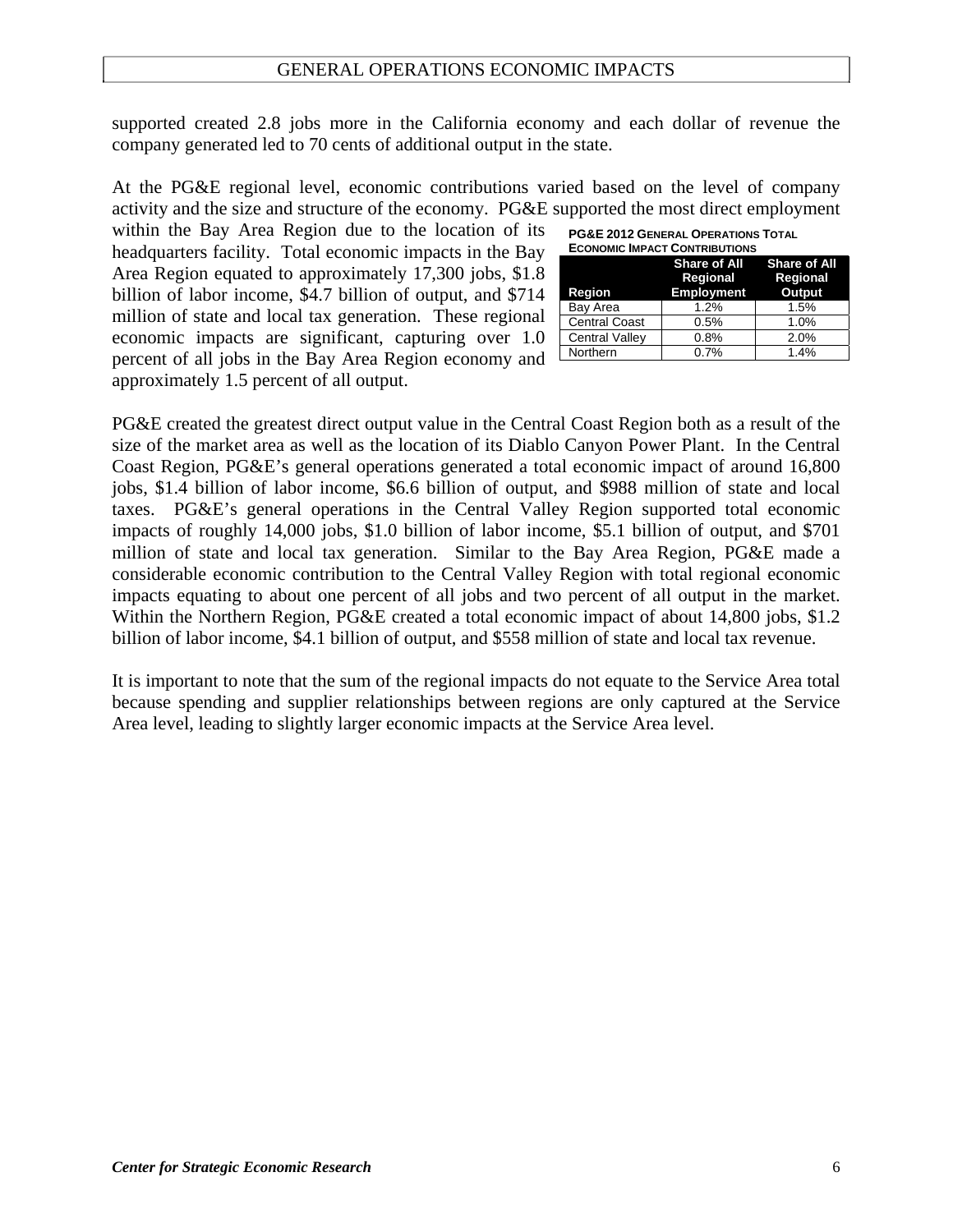supported created 2.8 jobs more in the California economy and each dollar of revenue the company generated led to 70 cents of additional output in the state.

At the PG&E regional level, economic contributions varied based on the level of company activity and the size and structure of the economy. PG&E supported the most direct employment within the Bay Area Region due to the location of its headquarters facility. Total economic impacts in the Bay Area Region equated to approximately 17,300 jobs, $1.8 billion of labor income, $4.7 billion of output, and $714 million of state and local tax generation. These regional economic impacts are significant, capturing over 1.0 percent of all jobs in the Bay Area Region economy and approximately 1.5 percent of all output.

**PG&E 2012 General Operations Total Economic Impact Contributions**

| Region | Share of All Regional Employment | Share of All Regional Output |
|---|---|---|
| Bay Area | 1.2% | 1.5% |
| Central Coast | 0.5% | 1.0% |
| Central Valley | 0.8% | 2.0% |
| Northern | 0.7% | 1.4% |

PG&E created the greatest direct output value in the Central Coast Region both as a result of the size of the market area as well as the location of its Diablo Canyon Power Plant. In the Central Coast Region, PG&E's general operations generated a total economic impact of around 16,800 jobs, $1.4 billion of labor income, $6.6 billion of output, and $988 million of state and local taxes. PG&E's general operations in the Central Valley Region supported total economic impacts of roughly 14,000 jobs, $1.0 billion of labor income, $5.1 billion of output, and $701 million of state and local tax generation. Similar to the Bay Area Region, PG&E made a considerable economic contribution to the Central Valley Region with total regional economic impacts equating to about one percent of all jobs and two percent of all output in the market. Within the Northern Region, PG&E created a total economic impact of about 14,800 jobs, $1.2 billion of labor income, $4.1 billion of output, and $558 million of state and local tax revenue.

It is important to note that the sum of the regional impacts do not equate to the Service Area total because spending and supplier relationships between regions are only captured at the Service Area level, leading to slightly larger economic impacts at the Service Area level.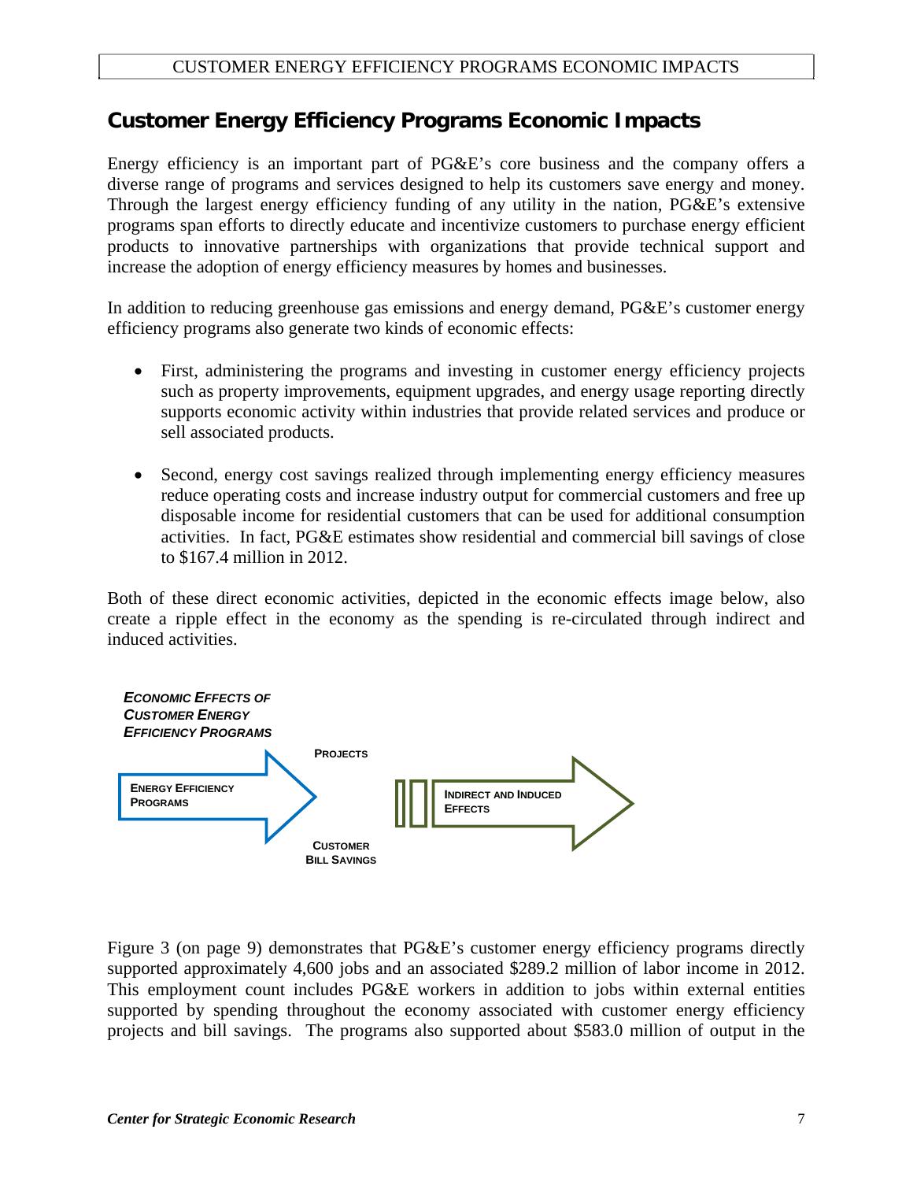## Customer Energy Efficiency Programs Economic Impacts

Energy efficiency is an important part of PG&E's core business and the company offers a diverse range of programs and services designed to help its customers save energy and money. Through the largest energy efficiency funding of any utility in the nation, PG&E's extensive programs span efforts to directly educate and incentivize customers to purchase energy efficient products to innovative partnerships with organizations that provide technical support and increase the adoption of energy efficiency measures by homes and businesses.

In addition to reducing greenhouse gas emissions and energy demand, PG&E's customer energy efficiency programs also generate two kinds of economic effects:

- First, administering the programs and investing in customer energy efficiency projects such as property improvements, equipment upgrades, and energy usage reporting directly supports economic activity within industries that provide related services and produce or sell associated products.

- Second, energy cost savings realized through implementing energy efficiency measures reduce operating costs and increase industry output for commercial customers and free up disposable income for residential customers that can be used for additional consumption activities. In fact, PG&E estimates show residential and commercial bill savings of close to $167.4 million in 2012.

Both of these direct economic activities, depicted in the economic effects image below, also create a ripple effect in the economy as the spending is re-circulated through indirect and induced activities.

***ECONOMIC EFFECTS OF CUSTOMER ENERGY EFFICIENCY PROGRAMS***

ENERGY EFFICIENCY PROGRAMS → PROJECTS / CUSTOMER BILL SAVINGS → INDIRECT AND INDUCED EFFECTS

Figure 3 (on page 9) demonstrates that PG&E's customer energy efficiency programs directly supported approximately 4,600 jobs and an associated $289.2 million of labor income in 2012. This employment count includes PG&E workers in addition to jobs within external entities supported by spending throughout the economy associated with customer energy efficiency projects and bill savings. The programs also supported about $583.0 million of output in the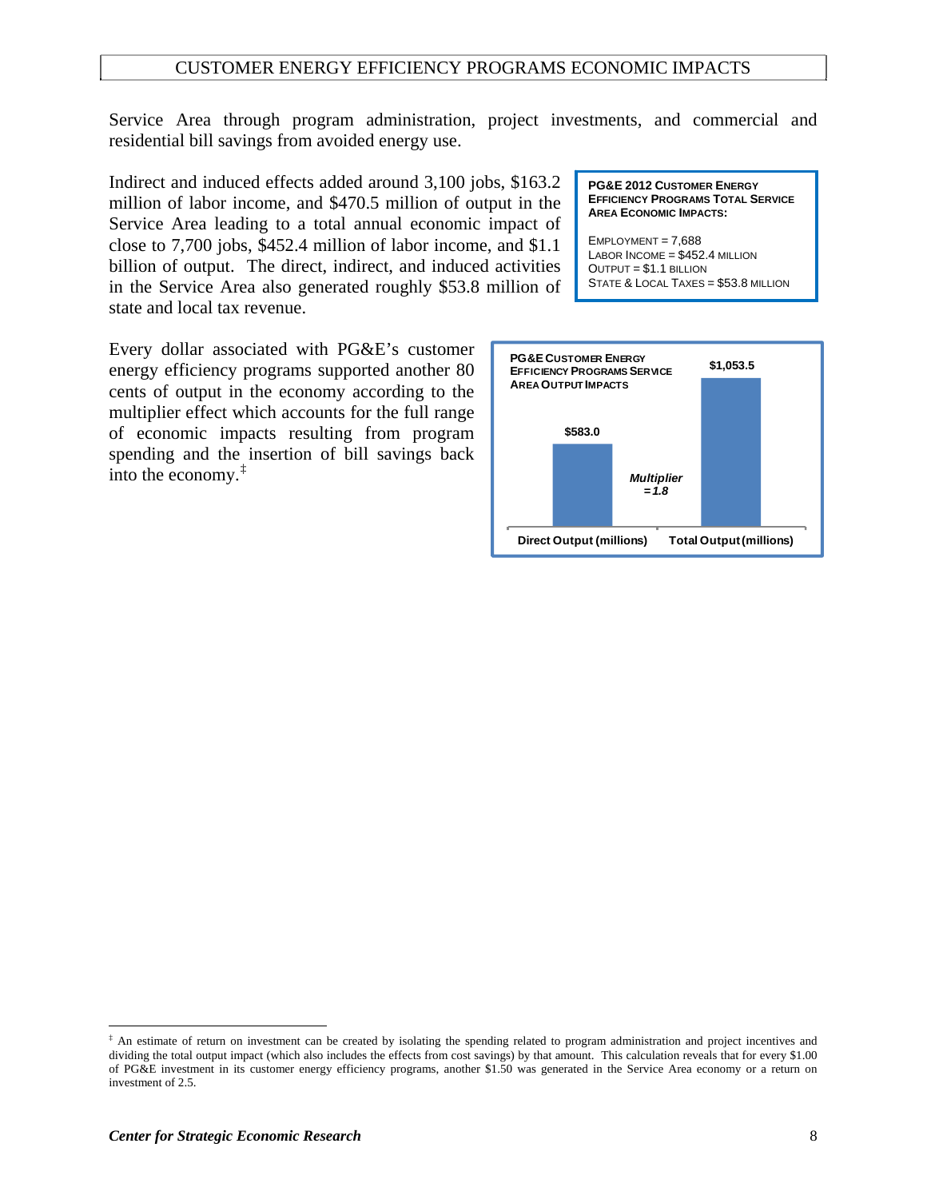Service Area through program administration, project investments, and commercial and residential bill savings from avoided energy use.

Indirect and induced effects added around 3,100 jobs, $163.2 million of labor income, and $470.5 million of output in the Service Area leading to a total annual economic impact of close to 7,700 jobs, $452.4 million of labor income, and $1.1 billion of output. The direct, indirect, and induced activities in the Service Area also generated roughly $53.8 million of state and local tax revenue.

**PG&E 2012 CUSTOMER ENERGY EFFICIENCY PROGRAMS TOTAL SERVICE AREA ECONOMIC IMPACTS:**

EMPLOYMENT = 7,688
LABOR INCOME = $452.4 MILLION
OUTPUT = $1.1 BILLION
STATE & LOCAL TAXES = $53.8 MILLION

Every dollar associated with PG&E's customer energy efficiency programs supported another 80 cents of output in the economy according to the multiplier effect which accounts for the full range of economic impacts resulting from program spending and the insertion of bill savings back into the economy.[‡]

**PG&E CUSTOMER ENERGY EFFICIENCY PROGRAMS SERVICE AREA OUTPUT IMPACTS**

| Direct Output (millions) | Total Output (millions) |
|---|---|
| $583.0 | $1,053.5 |

*Multiplier = 1.8*

---

[‡] An estimate of return on investment can be created by isolating the spending related to program administration and project incentives and dividing the total output impact (which also includes the effects from cost savings) by that amount. This calculation reveals that for every $1.00 of PG&E investment in its customer energy efficiency programs, another $1.50 was generated in the Service Area economy or a return on investment of 2.5.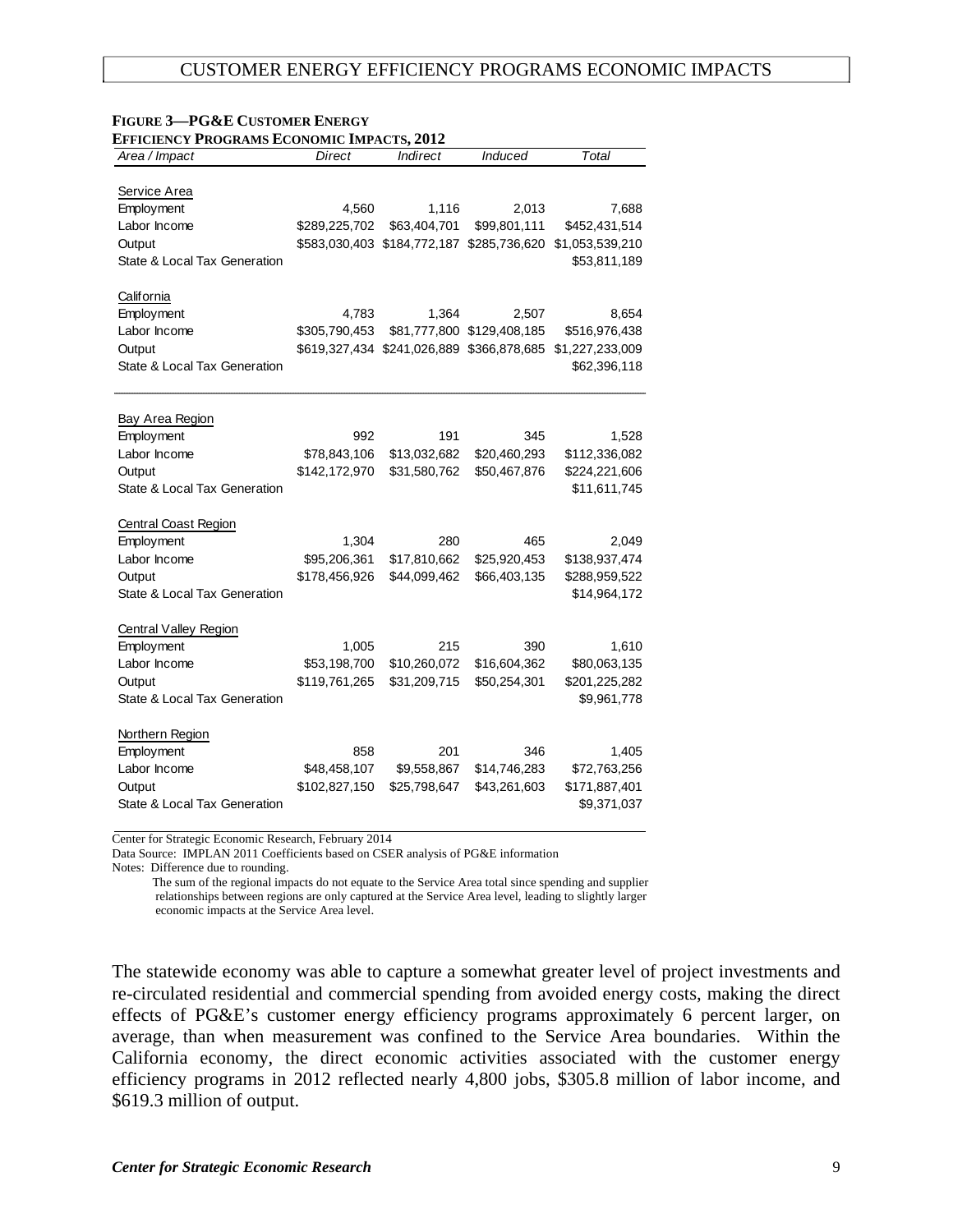**FIGURE 3—PG&E CUSTOMER ENERGY EFFICIENCY PROGRAMS ECONOMIC IMPACTS, 2012**

| Area / Impact | Direct | Indirect | Induced | Total |
|---|---|---|---|---|
| Service Area | | | | |
| Employment | 4,560 | 1,116 | 2,013 | 7,688 |
| Labor Income | $289,225,702 | $63,404,701 | $99,801,111 | $452,431,514 |
| Output | $583,030,403 | $184,772,187 | $285,736,620 | $1,053,539,210 |
| State & Local Tax Generation | | | | $53,811,189 |
| California | | | | |
| Employment | 4,783 | 1,364 | 2,507 | 8,654 |
| Labor Income | $305,790,453 | $81,777,800 | $129,408,185 | $516,976,438 |
| Output | $619,327,434 | $241,026,889 | $366,878,685 | $1,227,233,009 |
| State & Local Tax Generation | | | | $62,396,118 |
| Bay Area Region | | | | |
| Employment | 992 | 191 | 345 | 1,528 |
| Labor Income | $78,843,106 | $13,032,682 | $20,460,293 | $112,336,082 |
| Output | $142,172,970 | $31,580,762 | $50,467,876 | $224,221,606 |
| State & Local Tax Generation | | | | $11,611,745 |
| Central Coast Region | | | | |
| Employment | 1,304 | 280 | 465 | 2,049 |
| Labor Income | $95,206,361 | $17,810,662 | $25,920,453 | $138,937,474 |
| Output | $178,456,926 | $44,099,462 | $66,403,135 | $288,959,522 |
| State & Local Tax Generation | | | | $14,964,172 |
| Central Valley Region | | | | |
| Employment | 1,005 | 215 | 390 | 1,610 |
| Labor Income | $53,198,700 | $10,260,072 | $16,604,362 | $80,063,135 |
| Output | $119,761,265 | $31,209,715 | $50,254,301 | $201,225,282 |
| State & Local Tax Generation | | | | $9,961,778 |
| Northern Region | | | | |
| Employment | 858 | 201 | 346 | 1,405 |
| Labor Income | $48,458,107 | $9,558,867 | $14,746,283 | $72,763,256 |
| Output | $102,827,150 | $25,798,647 | $43,261,603 | $171,887,401 |
| State & Local Tax Generation | | | | $9,371,037 |

Center for Strategic Economic Research, February 2014

Data Source: IMPLAN 2011 Coefficients based on CSER analysis of PG&E information

Notes: Difference due to rounding.

The sum of the regional impacts do not equate to the Service Area total since spending and supplier relationships between regions are only captured at the Service Area level, leading to slightly larger economic impacts at the Service Area level.

The statewide economy was able to capture a somewhat greater level of project investments and re-circulated residential and commercial spending from avoided energy costs, making the direct effects of PG&E's customer energy efficiency programs approximately 6 percent larger, on average, than when measurement was confined to the Service Area boundaries. Within the California economy, the direct economic activities associated with the customer energy efficiency programs in 2012 reflected nearly 4,800 jobs, $305.8 million of labor income, and $619.3 million of output.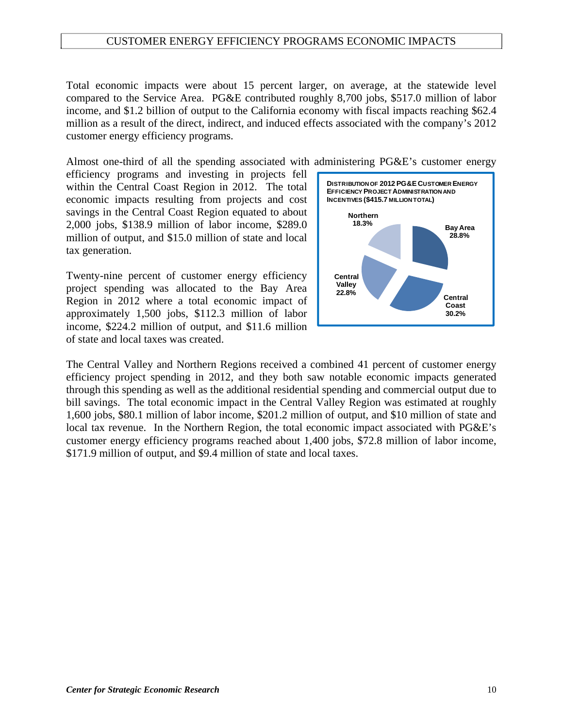Total economic impacts were about 15 percent larger, on average, at the statewide level compared to the Service Area. PG&E contributed roughly 8,700 jobs, $517.0 million of labor income, and $1.2 billion of output to the California economy with fiscal impacts reaching $62.4 million as a result of the direct, indirect, and induced effects associated with the company's 2012 customer energy efficiency programs.

Almost one-third of all the spending associated with administering PG&E's customer energy efficiency programs and investing in projects fell within the Central Coast Region in 2012. The total economic impacts resulting from projects and cost savings in the Central Coast Region equated to about 2,000 jobs, $138.9 million of labor income, $289.0 million of output, and $15.0 million of state and local tax generation.

**DISTRIBUTION OF 2012 PG&E CUSTOMER ENERGY EFFICIENCY PROJECT ADMINISTRATION AND INCENTIVES ($415.7 MILLION TOTAL)**

| Region | Share |
|---|---|
| Bay Area | 28.8% |
| Central Coast | 30.2% |
| Central Valley | 22.8% |
| Northern | 18.3% |

Twenty-nine percent of customer energy efficiency project spending was allocated to the Bay Area Region in 2012 where a total economic impact of approximately 1,500 jobs, $112.3 million of labor income, $224.2 million of output, and $11.6 million of state and local taxes was created.

The Central Valley and Northern Regions received a combined 41 percent of customer energy efficiency project spending in 2012, and they both saw notable economic impacts generated through this spending as well as the additional residential spending and commercial output due to bill savings. The total economic impact in the Central Valley Region was estimated at roughly 1,600 jobs, $80.1 million of labor income, $201.2 million of output, and $10 million of state and local tax revenue. In the Northern Region, the total economic impact associated with PG&E's customer energy efficiency programs reached about 1,400 jobs, $72.8 million of labor income, $171.9 million of output, and $9.4 million of state and local taxes.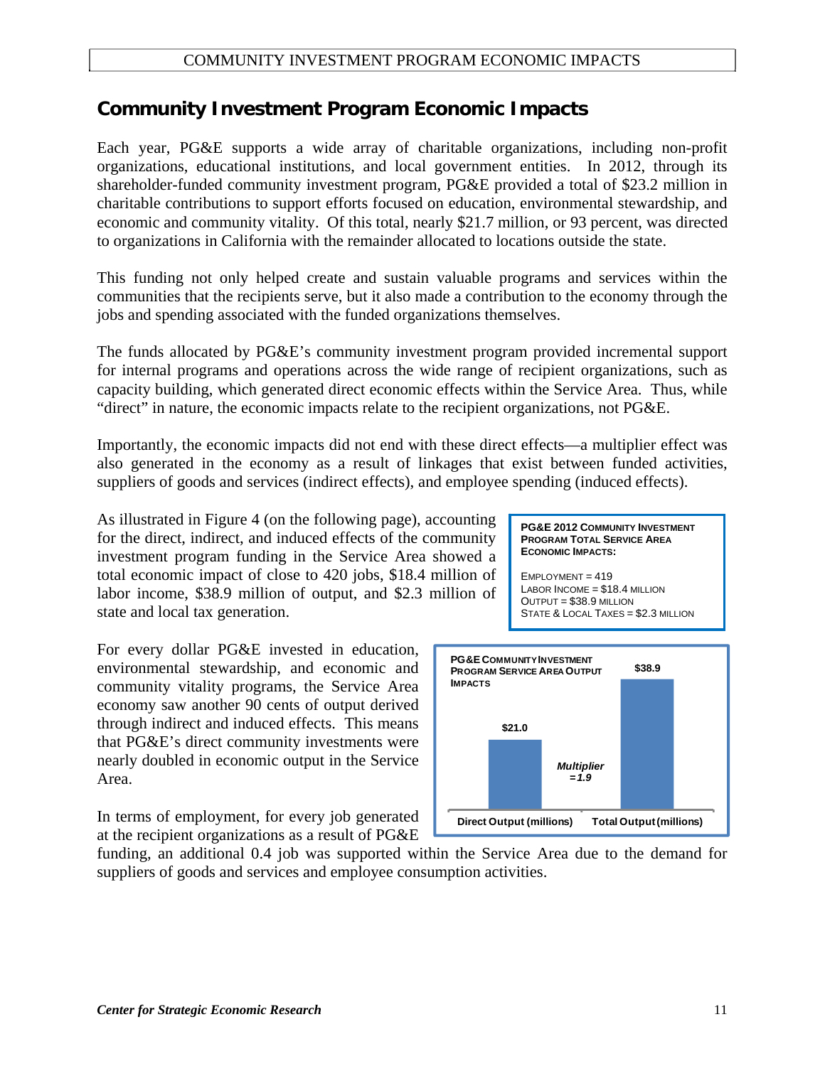## Community Investment Program Economic Impacts

Each year, PG&E supports a wide array of charitable organizations, including non-profit organizations, educational institutions, and local government entities. In 2012, through its shareholder-funded community investment program, PG&E provided a total of $23.2 million in charitable contributions to support efforts focused on education, environmental stewardship, and economic and community vitality. Of this total, nearly $21.7 million, or 93 percent, was directed to organizations in California with the remainder allocated to locations outside the state.

This funding not only helped create and sustain valuable programs and services within the communities that the recipients serve, but it also made a contribution to the economy through the jobs and spending associated with the funded organizations themselves.

The funds allocated by PG&E's community investment program provided incremental support for internal programs and operations across the wide range of recipient organizations, such as capacity building, which generated direct economic effects within the Service Area. Thus, while "direct" in nature, the economic impacts relate to the recipient organizations, not PG&E.

Importantly, the economic impacts did not end with these direct effects—a multiplier effect was also generated in the economy as a result of linkages that exist between funded activities, suppliers of goods and services (indirect effects), and employee spending (induced effects).

As illustrated in Figure 4 (on the following page), accounting for the direct, indirect, and induced effects of the community investment program funding in the Service Area showed a total economic impact of close to 420 jobs, $18.4 million of labor income, $38.9 million of output, and $2.3 million of state and local tax generation.

**PG&E 2012 Community Investment Program Total Service Area Economic Impacts:**

Employment = 419
Labor Income = $18.4 million
Output = $38.9 million
State & Local Taxes = $2.3 million

For every dollar PG&E invested in education, environmental stewardship, and economic and community vitality programs, the Service Area economy saw another 90 cents of output derived through indirect and induced effects. This means that PG&E's direct community investments were nearly doubled in economic output in the Service Area.

**PG&E Community Investment Program Service Area Output Impacts**

| Direct Output (millions) | Total Output (millions) |
|---|---|
| $21.0 | $38.9 |

*Multiplier = 1.9*

In terms of employment, for every job generated at the recipient organizations as a result of PG&E funding, an additional 0.4 job was supported within the Service Area due to the demand for suppliers of goods and services and employee consumption activities.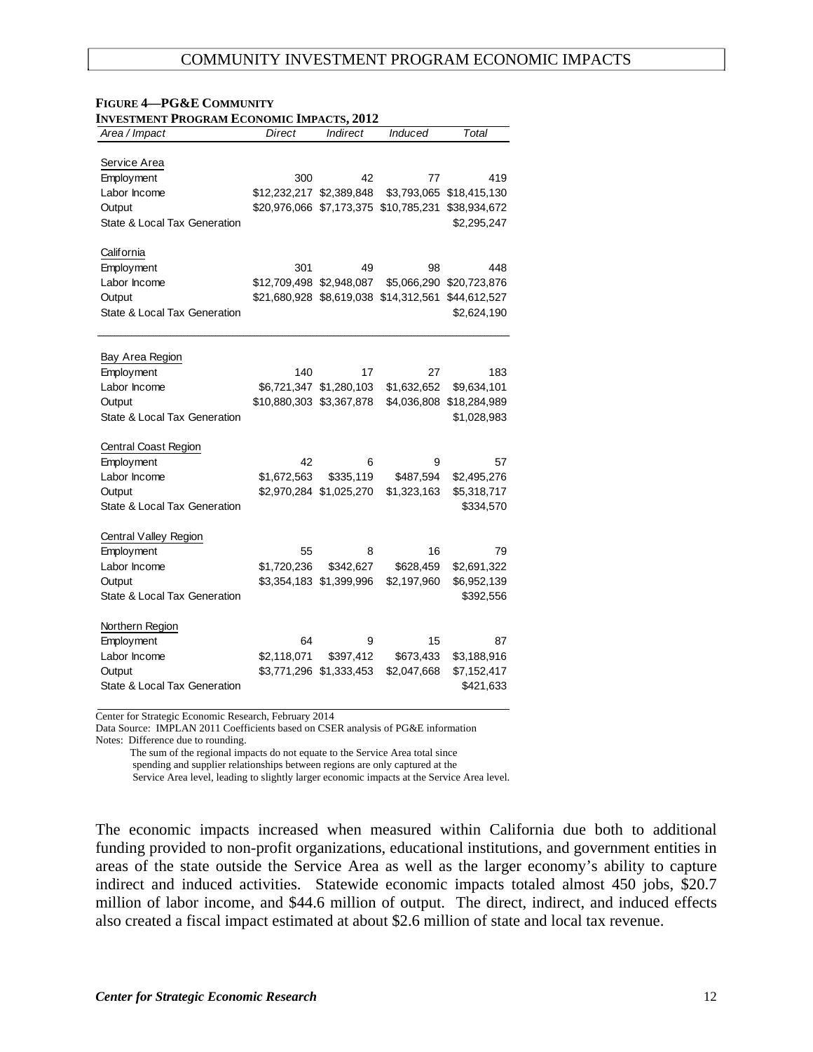**Figure 4—PG&E Community Investment Program Economic Impacts, 2012**

| Area / Impact | Direct | Indirect | Induced | Total |
|---|---|---|---|---|
| Service Area | | | | |
| Employment | 300 | 42 | 77 | 419 |
| Labor Income | $12,232,217 | $2,389,848 | $3,793,065 | $18,415,130 |
| Output | $20,976,066 | $7,173,375 | $10,785,231 | $38,934,672 |
| State & Local Tax Generation | | | | $2,295,247 |
| California | | | | |
| Employment | 301 | 49 | 98 | 448 |
| Labor Income | $12,709,498 | $2,948,087 | $5,066,290 | $20,723,876 |
| Output | $21,680,928 | $8,619,038 | $14,312,561 | $44,612,527 |
| State & Local Tax Generation | | | | $2,624,190 |
| Bay Area Region | | | | |
| Employment | 140 | 17 | 27 | 183 |
| Labor Income | $6,721,347 | $1,280,103 | $1,632,652 | $9,634,101 |
| Output | $10,880,303 | $3,367,878 | $4,036,808 | $18,284,989 |
| State & Local Tax Generation | | | | $1,028,983 |
| Central Coast Region | | | | |
| Employment | 42 | 6 | 9 | 57 |
| Labor Income | $1,672,563 | $335,119 | $487,594 | $2,495,276 |
| Output | $2,970,284 | $1,025,270 | $1,323,163 | $5,318,717 |
| State & Local Tax Generation | | | | $334,570 |
| Central Valley Region | | | | |
| Employment | 55 | 8 | 16 | 79 |
| Labor Income | $1,720,236 | $342,627 | $628,459 | $2,691,322 |
| Output | $3,354,183 | $1,399,996 | $2,197,960 | $6,952,139 |
| State & Local Tax Generation | | | | $392,556 |
| Northern Region | | | | |
| Employment | 64 | 9 | 15 | 87 |
| Labor Income | $2,118,071 | $397,412 | $673,433 | $3,188,916 |
| Output | $3,771,296 | $1,333,453 | $2,047,668 | $7,152,417 |
| State & Local Tax Generation | | | | $421,633 |

Center for Strategic Economic Research, February 2014
Data Source: IMPLAN 2011 Coefficients based on CSER analysis of PG&E information
Notes: Difference due to rounding.
The sum of the regional impacts do not equate to the Service Area total since spending and supplier relationships between regions are only captured at the Service Area level, leading to slightly larger economic impacts at the Service Area level.

The economic impacts increased when measured within California due both to additional funding provided to non-profit organizations, educational institutions, and government entities in areas of the state outside the Service Area as well as the larger economy's ability to capture indirect and induced activities. Statewide economic impacts totaled almost 450 jobs, $20.7 million of labor income, and $44.6 million of output. The direct, indirect, and induced effects also created a fiscal impact estimated at about $2.6 million of state and local tax revenue.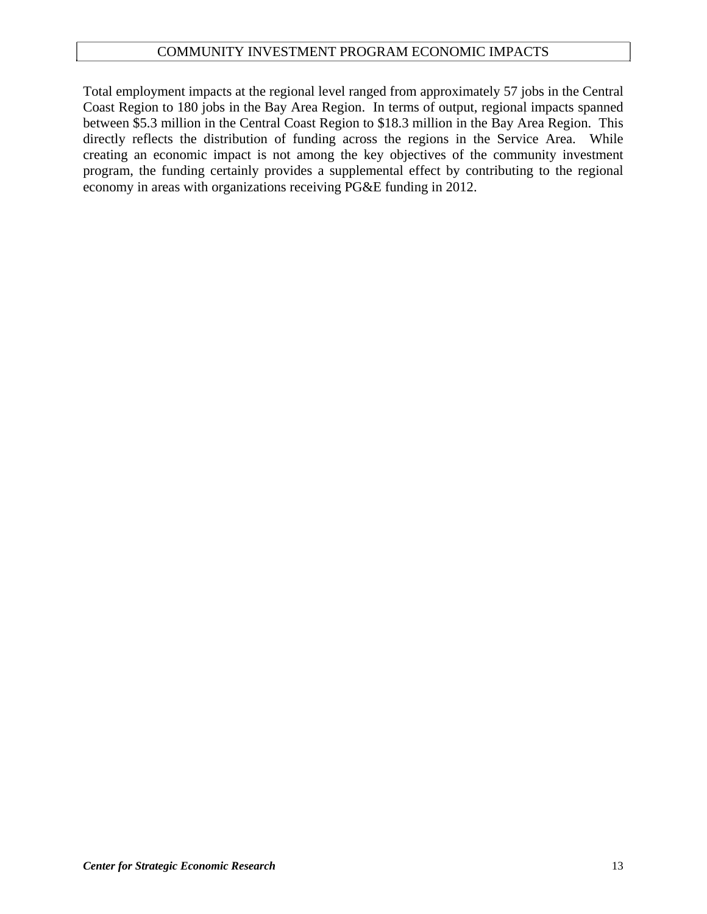Total employment impacts at the regional level ranged from approximately 57 jobs in the Central Coast Region to 180 jobs in the Bay Area Region. In terms of output, regional impacts spanned between $5.3 million in the Central Coast Region to $18.3 million in the Bay Area Region. This directly reflects the distribution of funding across the regions in the Service Area. While creating an economic impact is not among the key objectives of the community investment program, the funding certainly provides a supplemental effect by contributing to the regional economy in areas with organizations receiving PG&E funding in 2012.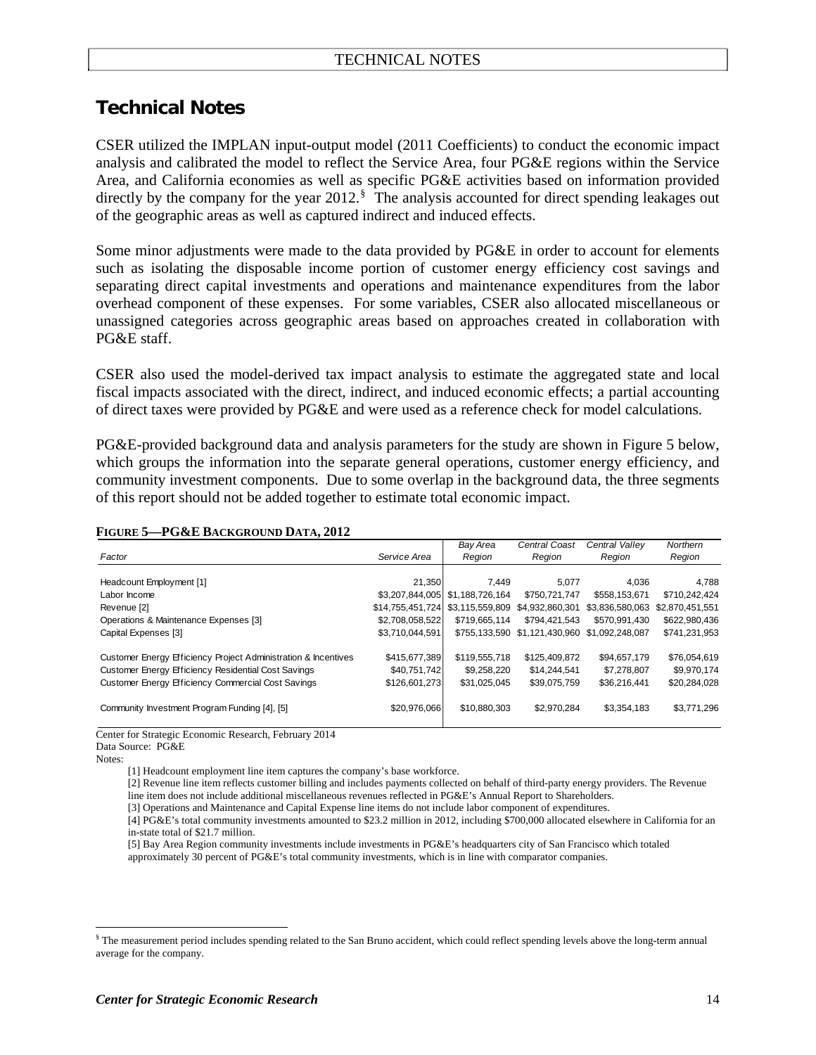# Technical Notes

CSER utilized the IMPLAN input-output model (2011 Coefficients) to conduct the economic impact analysis and calibrated the model to reflect the Service Area, four PG&E regions within the Service Area, and California economies as well as specific PG&E activities based on information provided directly by the company for the year 2012.[§] The analysis accounted for direct spending leakages out of the geographic areas as well as captured indirect and induced effects.

Some minor adjustments were made to the data provided by PG&E in order to account for elements such as isolating the disposable income portion of customer energy efficiency cost savings and separating direct capital investments and operations and maintenance expenditures from the labor overhead component of these expenses. For some variables, CSER also allocated miscellaneous or unassigned categories across geographic areas based on approaches created in collaboration with PG&E staff.

CSER also used the model-derived tax impact analysis to estimate the aggregated state and local fiscal impacts associated with the direct, indirect, and induced economic effects; a partial accounting of direct taxes were provided by PG&E and were used as a reference check for model calculations.

PG&E-provided background data and analysis parameters for the study are shown in Figure 5 below, which groups the information into the separate general operations, customer energy efficiency, and community investment components. Due to some overlap in the background data, the three segments of this report should not be added together to estimate total economic impact.

**FIGURE 5—PG&E BACKGROUND DATA, 2012**

| Factor | Service Area | Bay Area Region | Central Coast Region | Central Valley Region | Northern Region |
|---|---|---|---|---|---|
| Headcount Employment [1] | 21,350 | 7,449 | 5,077 | 4,036 | 4,788 |
| Labor Income | $3,207,844,005 | $1,188,726,164 | $750,721,747 | $558,153,671 | $710,242,424 |
| Revenue [2] | $14,755,451,724 | $3,115,559,809 | $4,932,860,301 | $3,836,580,063 | $2,870,451,551 |
| Operations & Maintenance Expenses [3] | $2,708,058,522 | $719,665,114 | $794,421,543 | $570,991,430 | $622,980,436 |
| Capital Expenses [3] | $3,710,044,591 | $755,133,590 | $1,121,430,960 | $1,092,248,087 | $741,231,953 |
| Customer Energy Efficiency Project Administration & Incentives | $415,677,389 | $119,555,718 | $125,409,872 | $94,657,179 | $76,054,619 |
| Customer Energy Efficiency Residential Cost Savings | $40,751,742 | $9,258,220 | $14,244,541 | $7,278,807 | $9,970,174 |
| Customer Energy Efficiency Commercial Cost Savings | $126,601,273 | $31,025,045 | $39,075,759 | $36,216,441 | $20,284,028 |
| Community Investment Program Funding [4], [5] | $20,976,066 | $10,880,303 | $2,970,284 | $3,354,183 | $3,771,296 |

Center for Strategic Economic Research, February 2014
Data Source: PG&E
Notes:

[1] Headcount employment line item captures the company's base workforce.
[2] Revenue line item reflects customer billing and includes payments collected on behalf of third-party energy providers. The Revenue line item does not include additional miscellaneous revenues reflected in PG&E's Annual Report to Shareholders.
[3] Operations and Maintenance and Capital Expense line items do not include labor component of expenditures.
[4] PG&E's total community investments amounted to $23.2 million in 2012, including $700,000 allocated elsewhere in California for an in-state total of $21.7 million.
[5] Bay Area Region community investments include investments in PG&E's headquarters city of San Francisco which totaled approximately 30 percent of PG&E's total community investments, which is in line with comparator companies.

[§] The measurement period includes spending related to the San Bruno accident, which could reflect spending levels above the long-term annual average for the company.